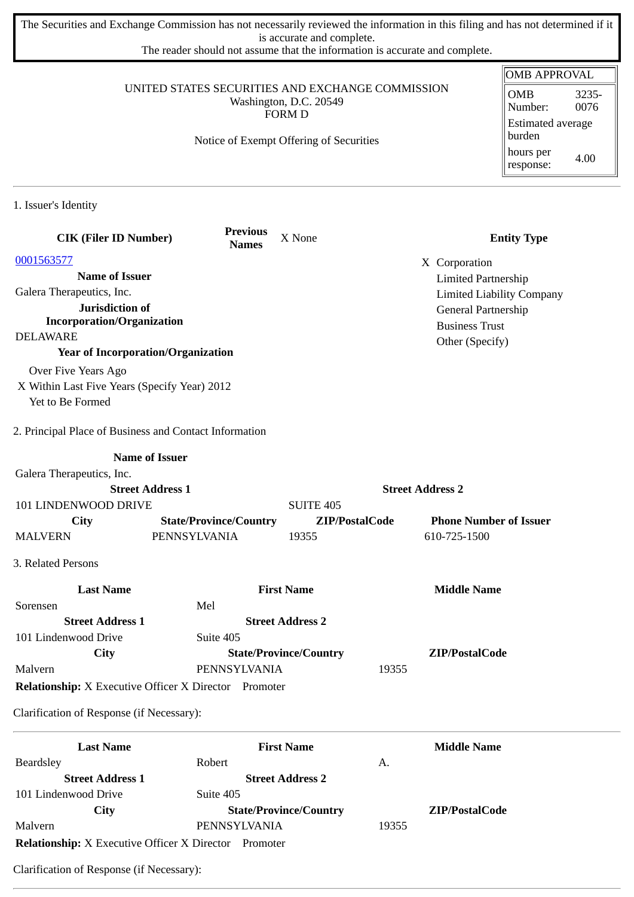The Securities and Exchange Commission has not necessarily reviewed the information in this filing and has not determined if it is accurate and complete.
The reader should not assume that the information is accurate and complete.

| OMB APPROVAL | |
|---|---|
| OMB Number: | 3235-0076 |
| Estimated average burden | |
| hours per response: | 4.00 |

UNITED STATES SECURITIES AND EXCHANGE COMMISSION
Washington, D.C. 20549
FORM D

Notice of Exempt Offering of Securities

## 1. Issuer's Identity

| CIK (Filer ID Number) | Previous Names | X None | Entity Type |
|---|---|---|---|
| 0001563577 | | | X Corporation |
| **Name of Issuer** | | | Limited Partnership |
| Galera Therapeutics, Inc. | | | Limited Liability Company |
| **Jurisdiction of Incorporation/Organization** | | | General Partnership |
| DELAWARE | | | Business Trust |
| **Year of Incorporation/Organization** | | | Other (Specify) |

Over Five Years Ago
X Within Last Five Years (Specify Year) 2012
Yet to Be Formed

## 2. Principal Place of Business and Contact Information

| Name of Issuer | | | |
|---|---|---|---|
| Galera Therapeutics, Inc. | | | |
| **Street Address 1** | | **Street Address 2** | |
| 101 LINDENWOOD DRIVE | | SUITE 405 | |
| **City** | **State/Province/Country** | **ZIP/PostalCode** | **Phone Number of Issuer** |
| MALVERN | PENNSYLVANIA | 19355 | 610-725-1500 |

## 3. Related Persons

| Last Name | First Name | Middle Name |
|---|---|---|
| Sorensen | Mel | |
| **Street Address 1** | **Street Address 2** | |
| 101 Lindenwood Drive | Suite 405 | |
| **City** | **State/Province/Country** | **ZIP/PostalCode** |
| Malvern | PENNSYLVANIA | 19355 |

**Relationship:** X Executive Officer X Director Promoter

Clarification of Response (if Necessary):

---

| Last Name | First Name | Middle Name |
|---|---|---|
| Beardsley | Robert | A. |
| **Street Address 1** | **Street Address 2** | |
| 101 Lindenwood Drive | Suite 405 | |
| **City** | **State/Province/Country** | **ZIP/PostalCode** |
| Malvern | PENNSYLVANIA | 19355 |

**Relationship:** X Executive Officer X Director Promoter

Clarification of Response (if Necessary):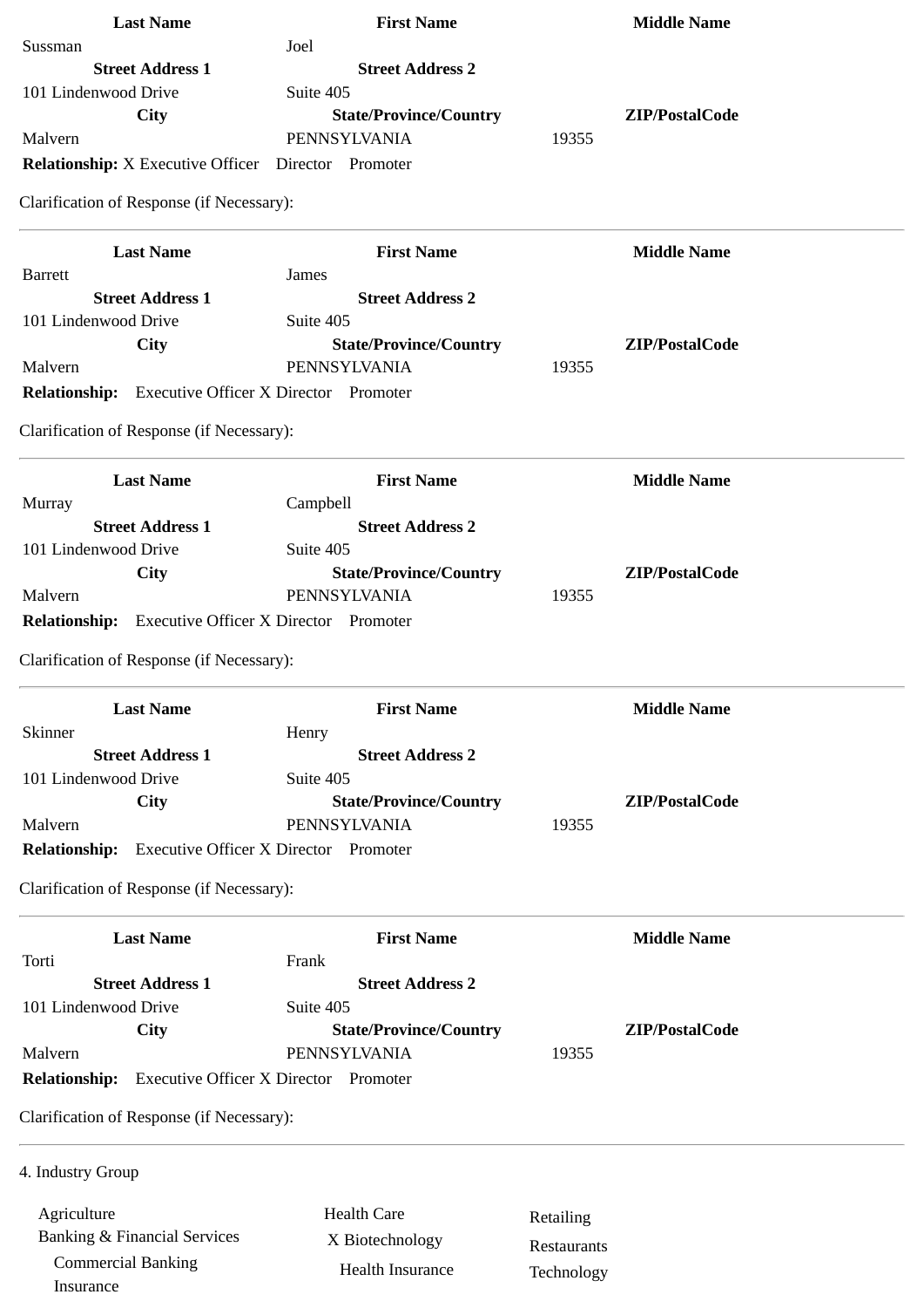| Last Name | First Name | Middle Name |
| --- | --- | --- |
| Sussman | Joel | |
| **Street Address 1** | **Street Address 2** | |
| 101 Lindenwood Drive | Suite 405 | |
| **City** | **State/Province/Country** | **ZIP/PostalCode** |
| Malvern | PENNSYLVANIA | 19355 |

**Relationship:** X Executive Officer Director Promoter

Clarification of Response (if Necessary):

---

| Last Name | First Name | Middle Name |
| --- | --- | --- |
| Barrett | James | |
| **Street Address 1** | **Street Address 2** | |
| 101 Lindenwood Drive | Suite 405 | |
| **City** | **State/Province/Country** | **ZIP/PostalCode** |
| Malvern | PENNSYLVANIA | 19355 |

**Relationship:** Executive Officer X Director Promoter

Clarification of Response (if Necessary):

---

| Last Name | First Name | Middle Name |
| --- | --- | --- |
| Murray | Campbell | |
| **Street Address 1** | **Street Address 2** | |
| 101 Lindenwood Drive | Suite 405 | |
| **City** | **State/Province/Country** | **ZIP/PostalCode** |
| Malvern | PENNSYLVANIA | 19355 |

**Relationship:** Executive Officer X Director Promoter

Clarification of Response (if Necessary):

---

| Last Name | First Name | Middle Name |
| --- | --- | --- |
| Skinner | Henry | |
| **Street Address 1** | **Street Address 2** | |
| 101 Lindenwood Drive | Suite 405 | |
| **City** | **State/Province/Country** | **ZIP/PostalCode** |
| Malvern | PENNSYLVANIA | 19355 |

**Relationship:** Executive Officer X Director Promoter

Clarification of Response (if Necessary):

---

| Last Name | First Name | Middle Name |
| --- | --- | --- |
| Torti | Frank | |
| **Street Address 1** | **Street Address 2** | |
| 101 Lindenwood Drive | Suite 405 | |
| **City** | **State/Province/Country** | **ZIP/PostalCode** |
| Malvern | PENNSYLVANIA | 19355 |

**Relationship:** Executive Officer X Director Promoter

Clarification of Response (if Necessary):

---

4. Industry Group

| | | |
| --- | --- | --- |
| Agriculture | Health Care | Retailing |
| Banking & Financial Services | X Biotechnology | Restaurants |
| Commercial Banking | Health Insurance | Technology |
| Insurance | | |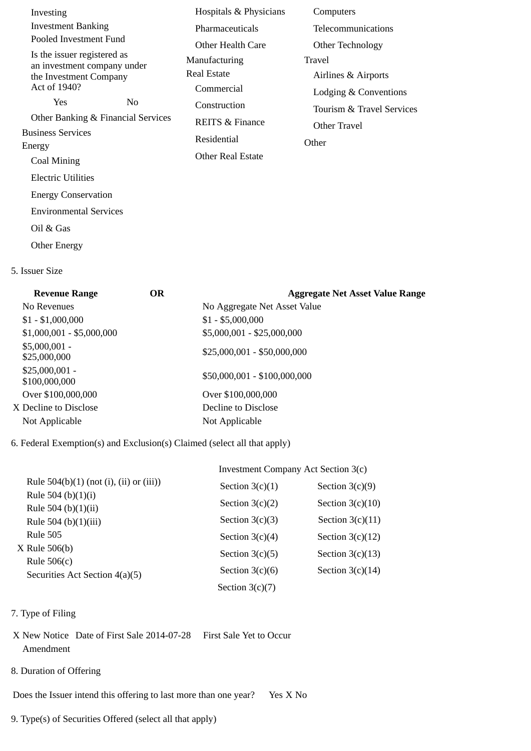Investing
Investment Banking
Pooled Investment Fund

Is the issuer registered as an investment company under the Investment Company Act of 1940?

Yes No

Other Banking & Financial Services

Business Services

Energy

Coal Mining
Electric Utilities
Energy Conservation
Environmental Services
Oil & Gas
Other Energy

Hospitals & Physicians
Pharmaceuticals
Other Health Care

Manufacturing

Real Estate

Commercial
Construction
REITS & Finance
Residential
Other Real Estate

Computers
Telecommunications
Other Technology

Travel

Airlines & Airports
Lodging & Conventions
Tourism & Travel Services
Other Travel

Other

5. Issuer Size

| Revenue Range | OR | Aggregate Net Asset Value Range |
|---|---|---|
| No Revenues | | No Aggregate Net Asset Value |
| $1 - $1,000,000 | | $1 - $5,000,000 |
| $1,000,001 - $5,000,000 | | $5,000,001 - $25,000,000 |
| $5,000,001 - $25,000,000 | | $25,000,001 - $50,000,000 |
| $25,000,001 - $100,000,000 | | $50,000,001 - $100,000,000 |
| Over $100,000,000 | | Over $100,000,000 |
| X Decline to Disclose | | Decline to Disclose |
| Not Applicable | | Not Applicable |

6. Federal Exemption(s) and Exclusion(s) Claimed (select all that apply)

Rule 504(b)(1) (not (i), (ii) or (iii))
Rule 504 (b)(1)(i)
Rule 504 (b)(1)(ii)
Rule 504 (b)(1)(iii)
Rule 505
X Rule 506(b)
Rule 506(c)
Securities Act Section 4(a)(5)

Investment Company Act Section 3(c)

| | |
|---|---|
| Section 3(c)(1) | Section 3(c)(9) |
| Section 3(c)(2) | Section 3(c)(10) |
| Section 3(c)(3) | Section 3(c)(11) |
| Section 3(c)(4) | Section 3(c)(12) |
| Section 3(c)(5) | Section 3(c)(13) |
| Section 3(c)(6) | Section 3(c)(14) |
| Section 3(c)(7) | |

7. Type of Filing

X New Notice Date of First Sale 2014-07-28 First Sale Yet to Occur
Amendment

8. Duration of Offering

Does the Issuer intend this offering to last more than one year? Yes X No

9. Type(s) of Securities Offered (select all that apply)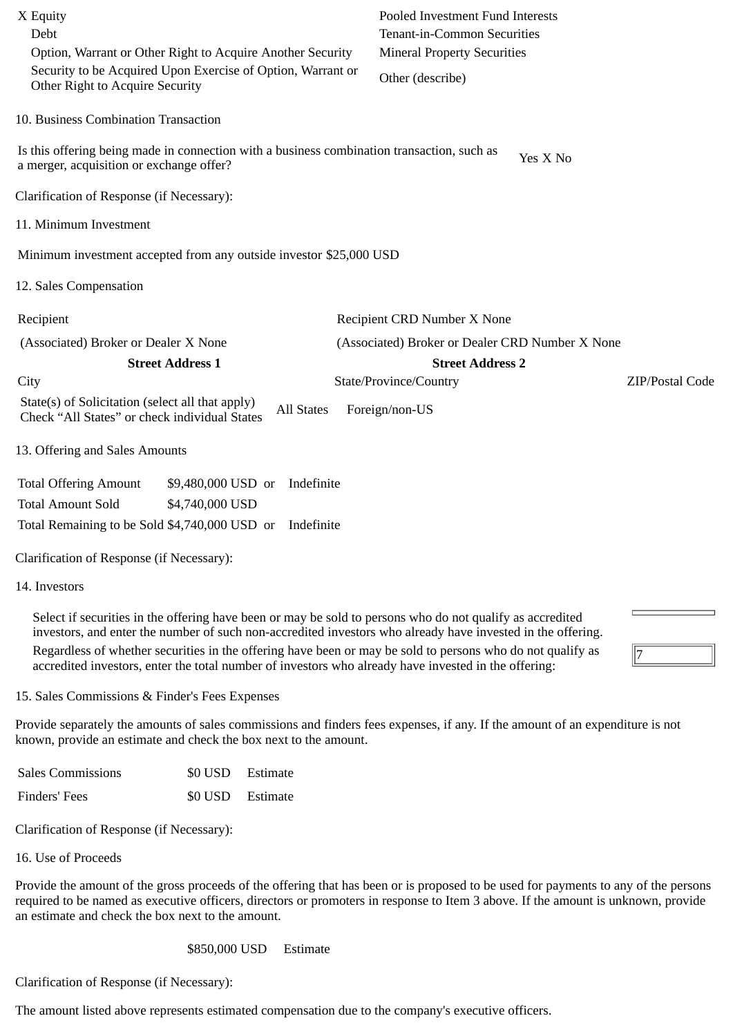| | |
|---|---|
| X Equity | Pooled Investment Fund Interests |
| Debt | Tenant-in-Common Securities |
| Option, Warrant or Other Right to Acquire Another Security | Mineral Property Securities |
| Security to be Acquired Upon Exercise of Option, Warrant or Other Right to Acquire Security | Other (describe) |

10. Business Combination Transaction

| | |
|---|---|
| Is this offering being made in connection with a business combination transaction, such as a merger, acquisition or exchange offer? | Yes X No |

Clarification of Response (if Necessary):

11. Minimum Investment

Minimum investment accepted from any outside investor $25,000 USD

12. Sales Compensation

| | | |
|---|---|---|
| Recipient | Recipient CRD Number X None | |
| (Associated) Broker or Dealer X None | (Associated) Broker or Dealer CRD Number X None | |
| **Street Address 1** | **Street Address 2** | |
| City | State/Province/Country | ZIP/Postal Code |
| State(s) of Solicitation (select all that apply) Check “All States” or check individual States | All States Foreign/non-US | |

13. Offering and Sales Amounts

| | | |
|---|---|---|
| Total Offering Amount | $9,480,000 USD or | Indefinite |
| Total Amount Sold | $4,740,000 USD | |
| Total Remaining to be Sold | $4,740,000 USD or | Indefinite |

Clarification of Response (if Necessary):

14. Investors

| | |
|---|---|
| Select if securities in the offering have been or may be sold to persons who do not qualify as accredited investors, and enter the number of such non-accredited investors who already have invested in the offering. | |
| Regardless of whether securities in the offering have been or may be sold to persons who do not qualify as accredited investors, enter the total number of investors who already have invested in the offering: | 7 |

15. Sales Commissions & Finder's Fees Expenses

Provide separately the amounts of sales commissions and finders fees expenses, if any. If the amount of an expenditure is not known, provide an estimate and check the box next to the amount.

| | | |
|---|---|---|
| Sales Commissions | $0 USD | Estimate |
| Finders' Fees | $0 USD | Estimate |

Clarification of Response (if Necessary):

16. Use of Proceeds

Provide the amount of the gross proceeds of the offering that has been or is proposed to be used for payments to any of the persons required to be named as executive officers, directors or promoters in response to Item 3 above. If the amount is unknown, provide an estimate and check the box next to the amount.

$850,000 USD Estimate

Clarification of Response (if Necessary):

The amount listed above represents estimated compensation due to the company's executive officers.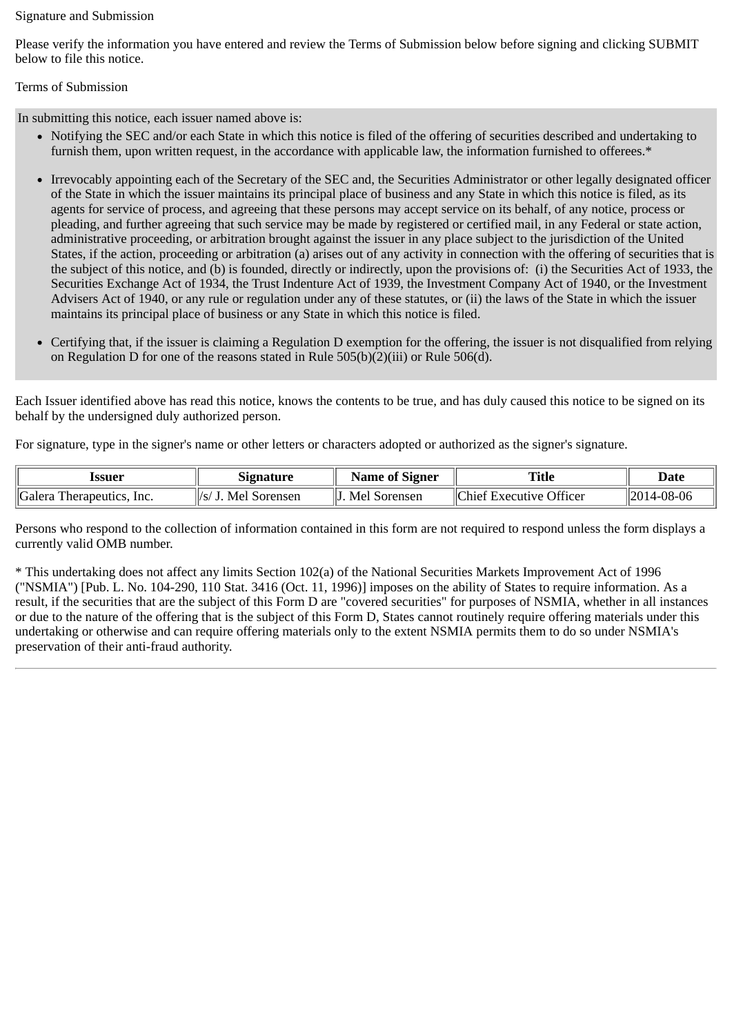Signature and Submission

Please verify the information you have entered and review the Terms of Submission below before signing and clicking SUBMIT below to file this notice.

Terms of Submission

In submitting this notice, each issuer named above is:

- Notifying the SEC and/or each State in which this notice is filed of the offering of securities described and undertaking to furnish them, upon written request, in the accordance with applicable law, the information furnished to offerees.*
- Irrevocably appointing each of the Secretary of the SEC and, the Securities Administrator or other legally designated officer of the State in which the issuer maintains its principal place of business and any State in which this notice is filed, as its agents for service of process, and agreeing that these persons may accept service on its behalf, of any notice, process or pleading, and further agreeing that such service may be made by registered or certified mail, in any Federal or state action, administrative proceeding, or arbitration brought against the issuer in any place subject to the jurisdiction of the United States, if the action, proceeding or arbitration (a) arises out of any activity in connection with the offering of securities that is the subject of this notice, and (b) is founded, directly or indirectly, upon the provisions of: (i) the Securities Act of 1933, the Securities Exchange Act of 1934, the Trust Indenture Act of 1939, the Investment Company Act of 1940, or the Investment Advisers Act of 1940, or any rule or regulation under any of these statutes, or (ii) the laws of the State in which the issuer maintains its principal place of business or any State in which this notice is filed.
- Certifying that, if the issuer is claiming a Regulation D exemption for the offering, the issuer is not disqualified from relying on Regulation D for one of the reasons stated in Rule 505(b)(2)(iii) or Rule 506(d).

Each Issuer identified above has read this notice, knows the contents to be true, and has duly caused this notice to be signed on its behalf by the undersigned duly authorized person.

For signature, type in the signer's name or other letters or characters adopted or authorized as the signer's signature.

| Issuer | Signature | Name of Signer | Title | Date |
|---|---|---|---|---|
| Galera Therapeutics, Inc. | /s/ J. Mel Sorensen | J. Mel Sorensen | Chief Executive Officer | 2014-08-06 |

Persons who respond to the collection of information contained in this form are not required to respond unless the form displays a currently valid OMB number.

* This undertaking does not affect any limits Section 102(a) of the National Securities Markets Improvement Act of 1996 ("NSMIA") [Pub. L. No. 104-290, 110 Stat. 3416 (Oct. 11, 1996)] imposes on the ability of States to require information. As a result, if the securities that are the subject of this Form D are "covered securities" for purposes of NSMIA, whether in all instances or due to the nature of the offering that is the subject of this Form D, States cannot routinely require offering materials under this undertaking or otherwise and can require offering materials only to the extent NSMIA permits them to do so under NSMIA's preservation of their anti-fraud authority.